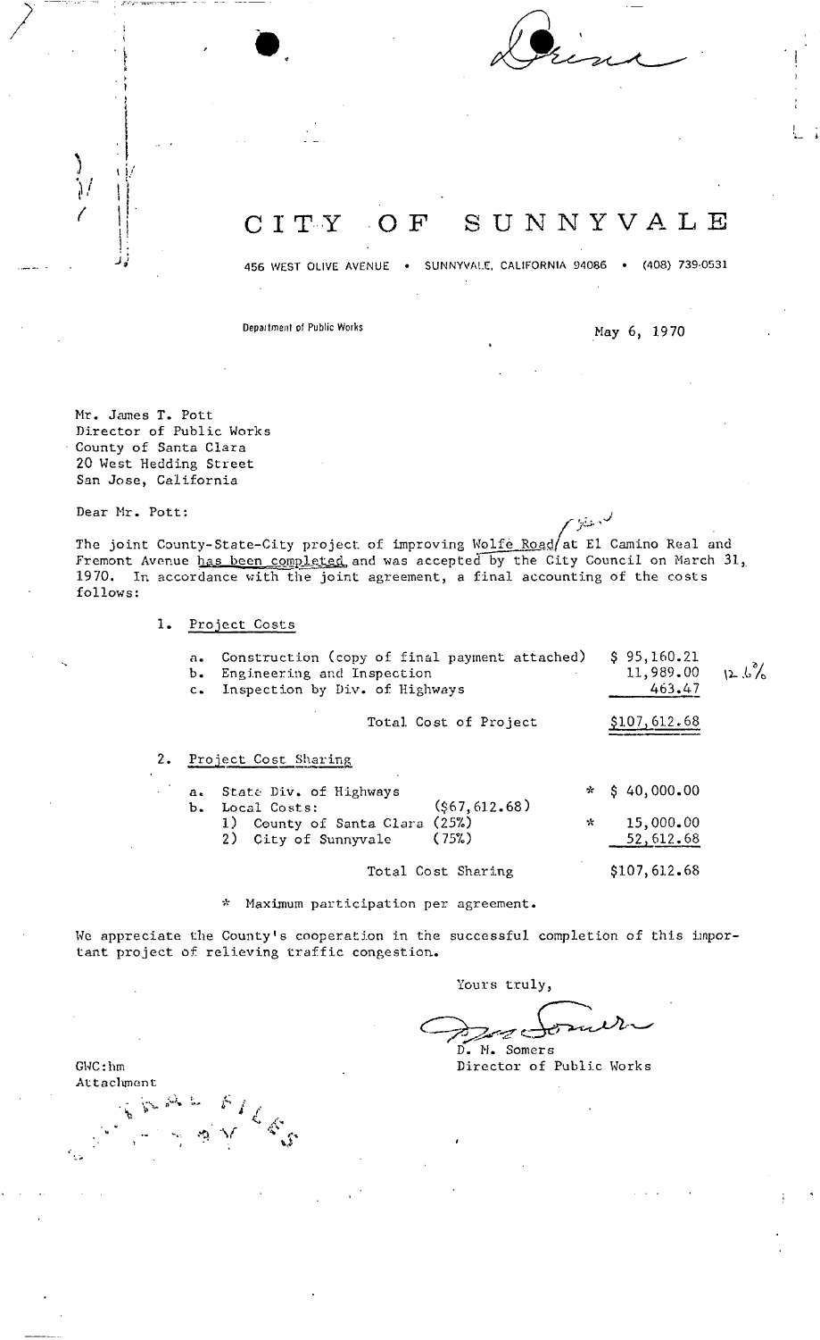# CITY OF SUNNYVALE

456 WEST OLIVE AVENUE • SUNNYVALE, CALIFORNIA 94086 • (408) 739-0531

Department of Public Works

May 6, 1970

Mr. James T. Pott
Director of Public Works
County of Santa Clara
20 West Hedding Street
San Jose, California

Dear Mr. Pott:

The joint County-State-City project of improving Wolfe Road at El Camino Real and Fremont Avenue has been completed and was accepted by the City Council on March 31, 1970. In accordance with the joint agreement, a final accounting of the costs follows:

1. Project Costs

| | | |
|---|---|---|
| a. Construction (copy of final payment attached) | $ 95,160.21 | |
| b. Engineering and Inspection | 11,989.00 | 12.6% |
| c. Inspection by Div. of Highways | 463.47 | |
| Total Cost of Project | $107,612.68 | |

2. Project Cost Sharing

| | | | |
|---|---|---|---|
| a. State Div. of Highways | | * | $ 40,000.00 |
| b. Local Costs: | ($67,612.68) | | |
| 1) County of Santa Clara (25%) | | * | 15,000.00 |
| 2) City of Sunnyvale (75%) | | | 52,612.68 |
| Total Cost Sharing | | | $107,612.68 |

\* Maximum participation per agreement.

We appreciate the County's cooperation in the successful completion of this important project of relieving traffic congestion.

Yours truly,

D. M. Somers
Director of Public Works

GWC:hm
Attachment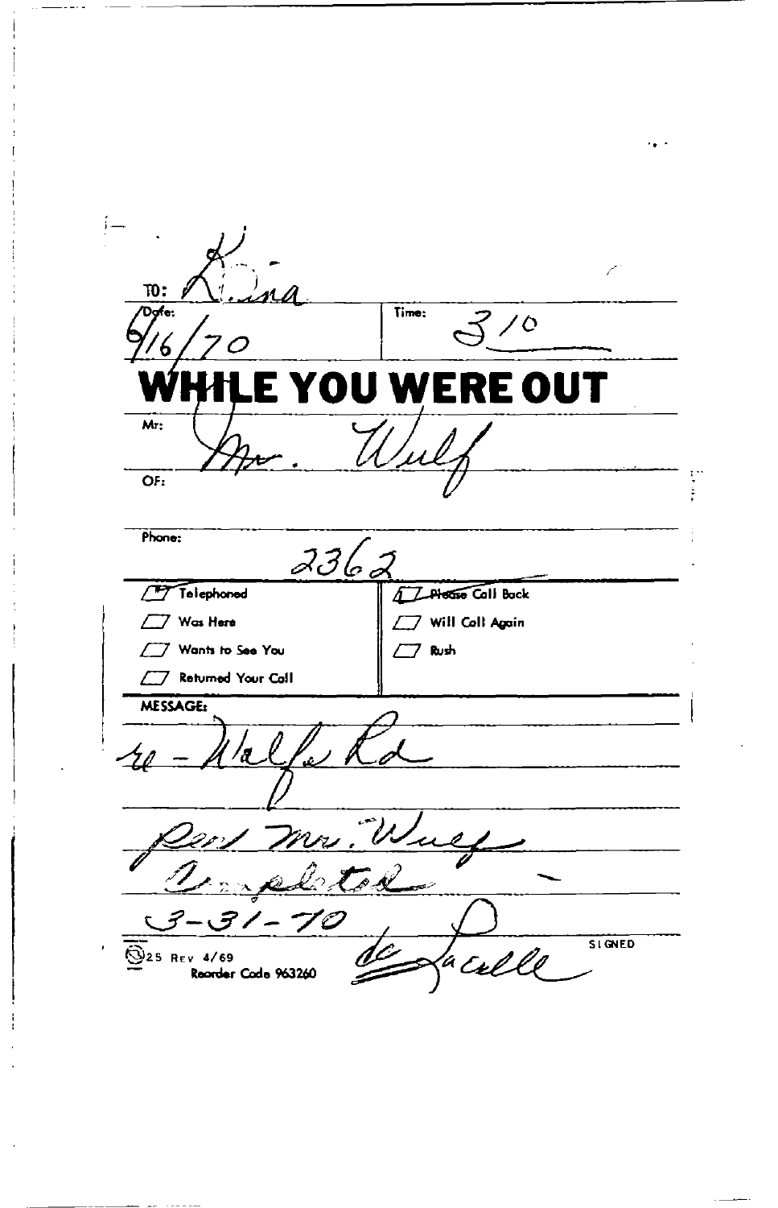TO: Lina

Date: 6/16/70

Time: 3/10

# WHILE YOU WERE OUT

Mr: Mr. Wulf

OF:

Phone: 2362

- [x] Telephoned
- [ ] Was Here
- [ ] Wants to See You
- [ ] Returned Your Call
- [x] Please Call Back
- [ ] Will Call Again
- [ ] Rush

MESSAGE:

re - Wolfe Rd

Per Mr. Wulf
Completed
3-31-70

SIGNED de LaCalle

25 Rev 4/69
Reorder Code 963260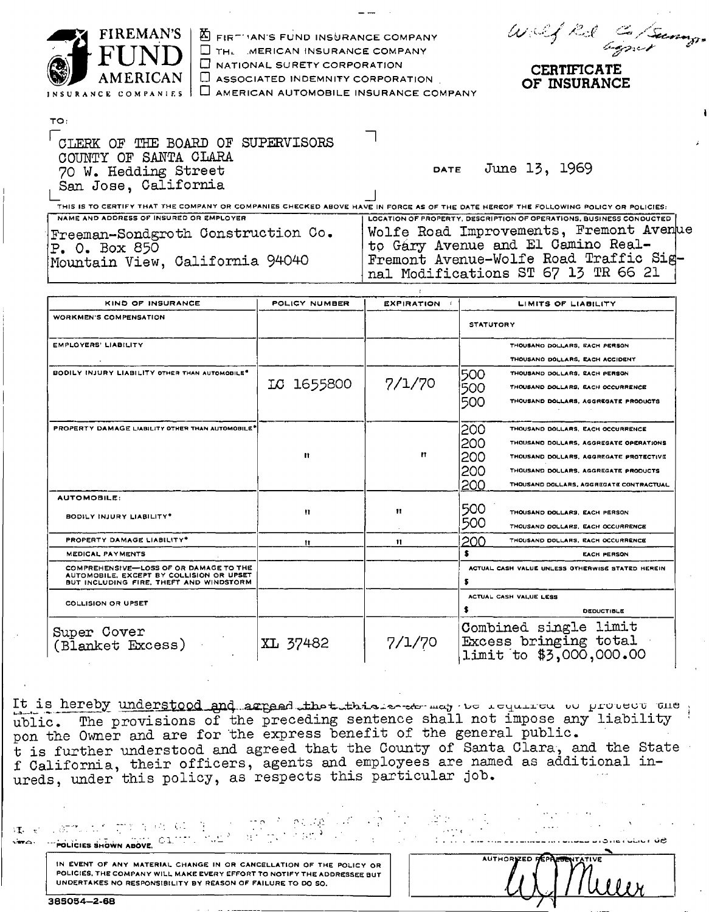FIREMAN'S FUND AMERICAN INSURANCE COMPANIES

- ☒ FIREMAN'S FUND INSURANCE COMPANY
- ☐ THE AMERICAN INSURANCE COMPANY
- ☐ NATIONAL SURETY CORPORATION
- ☐ ASSOCIATED INDEMNITY CORPORATION
- ☐ AMERICAN AUTOMOBILE INSURANCE COMPANY

Wolf Rd & Sunnyvale Agent

# CERTIFICATE OF INSURANCE

TO:

CLERK OF THE BOARD OF SUPERVISORS
COUNTY OF SANTA CLARA
70 W. Hedding Street
San Jose, California

DATE June 13, 1969

THIS IS TO CERTIFY THAT THE COMPANY OR COMPANIES CHECKED ABOVE HAVE IN FORCE AS OF THE DATE HEREOF THE FOLLOWING POLICY OR POLICIES:

| NAME AND ADDRESS OF INSURED OR EMPLOYER | LOCATION OF PROPERTY, DESCRIPTION OF OPERATIONS, BUSINESS CONDUCTED |
|---|---|
| Freeman-Sondgroth Construction Co.<br>P. O. Box 850<br>Mountain View, California 94040 | Wolfe Road Improvements, Fremont Avenue to Gary Avenue and El Camino Real-Fremont Avenue-Wolfe Road Traffic Signal Modifications ST 67 13 TR 66 21 |

| KIND OF INSURANCE | POLICY NUMBER | EXPIRATION | LIMITS OF LIABILITY |
|---|---|---|---|
| WORKMEN'S COMPENSATION | | | STATUTORY |
| EMPLOYERS' LIABILITY | | | THOUSAND DOLLARS, EACH PERSON<br>THOUSAND DOLLARS, EACH ACCIDENT |
| BODILY INJURY LIABILITY OTHER THAN AUTOMOBILE* | LC 1655800 | 7/1/70 | 500 THOUSAND DOLLARS, EACH PERSON<br>500 THOUSAND DOLLARS, EACH OCCURRENCE<br>500 THOUSAND DOLLARS, AGGREGATE PRODUCTS |
| PROPERTY DAMAGE LIABILITY OTHER THAN AUTOMOBILE* | " | " | 200 THOUSAND DOLLARS, EACH OCCURRENCE<br>200 THOUSAND DOLLARS, AGGREGATE OPERATIONS<br>200 THOUSAND DOLLARS, AGGREGATE PROTECTIVE<br>200 THOUSAND DOLLARS, AGGREGATE PRODUCTS<br>200 THOUSAND DOLLARS, AGGREGATE CONTRACTUAL |
| AUTOMOBILE: BODILY INJURY LIABILITY* | " | " | 500 THOUSAND DOLLARS, EACH PERSON<br>500 THOUSAND DOLLARS, EACH OCCURRENCE |
| PROPERTY DAMAGE LIABILITY* | " | " | 200 THOUSAND DOLLARS, EACH OCCURRENCE |
| MEDICAL PAYMENTS | | | $ EACH PERSON |
| COMPREHENSIVE—LOSS OF OR DAMAGE TO THE AUTOMOBILE, EXCEPT BY COLLISION OR UPSET BUT INCLUDING FIRE, THEFT AND WINDSTORM | | | ACTUAL CASH VALUE UNLESS OTHERWISE STATED HEREIN $ |
| COLLISION OR UPSET | | | ACTUAL CASH VALUE LESS $ DEDUCTIBLE |
| Super Cover (Blanket Excess) | XL 37482 | 7/1/70 | Combined single limit Excess bringing total limit to $3,000,000.00 |

It is hereby understood and agreed that this ... may be required to protect the ublic. The provisions of the preceding sentence shall not impose any liability pon the Owner and are for the express benefit of the general public.
t is further understood and agreed that the County of Santa Clara, and the State f California, their officers, agents and employees are named as additional inureds, under this policy, as respects this particular job.

... POLICIES SHOWN ABOVE. ...

IN EVENT OF ANY MATERIAL CHANGE IN OR CANCELLATION OF THE POLICY OR POLICIES, THE COMPANY WILL MAKE EVERY EFFORT TO NOTIFY THE ADDRESSEE BUT UNDERTAKES NO RESPONSIBILITY BY REASON OF FAILURE TO DO SO.

AUTHORIZED REPRESENTATIVE
W. J. Miller

385054—2-68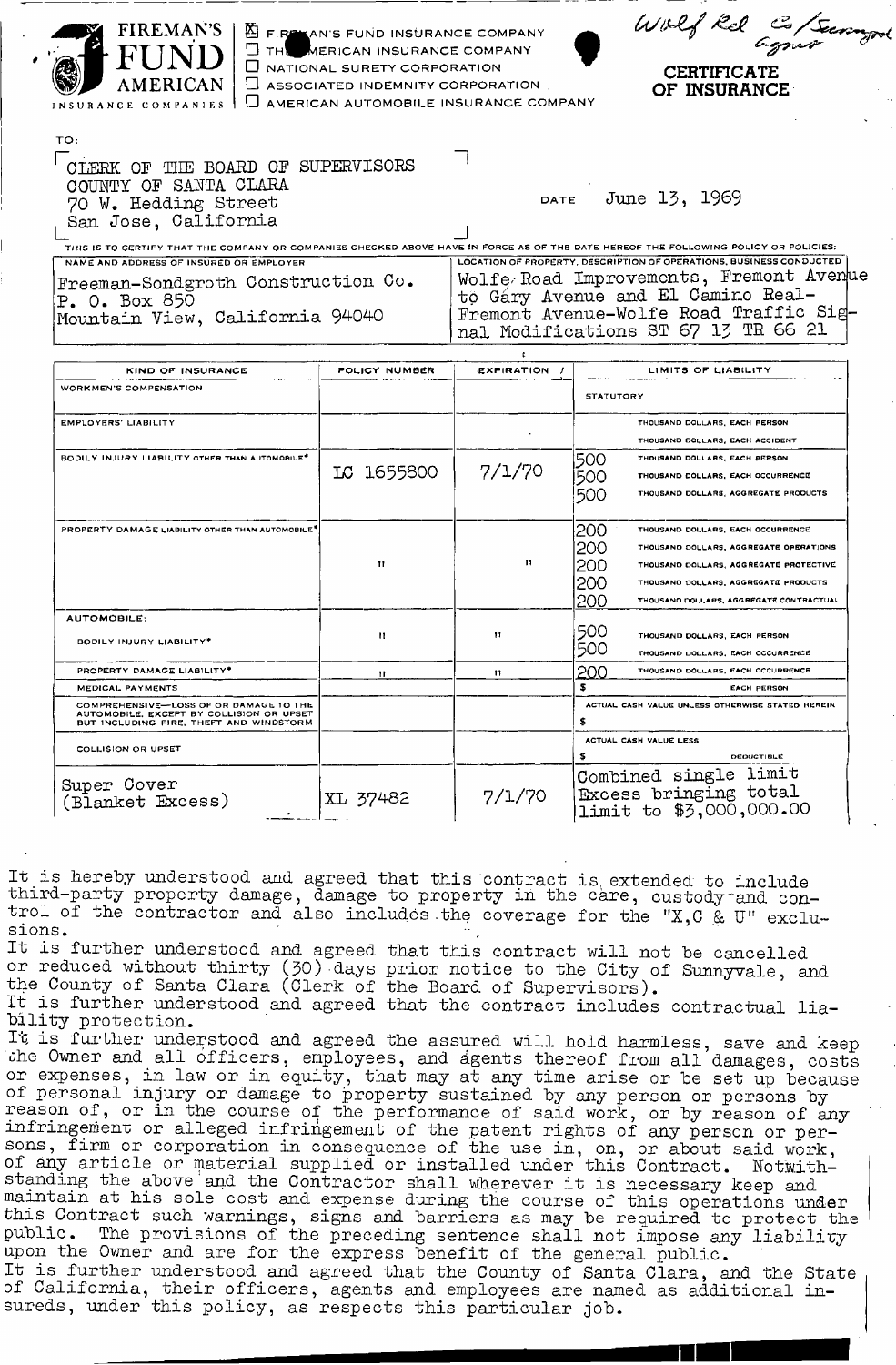**FIREMAN'S FUND AMERICAN INSURANCE COMPANIES**

- [X] FIREMAN'S FUND INSURANCE COMPANY
- [ ] THE AMERICAN INSURANCE COMPANY
- [ ] NATIONAL SURETY CORPORATION
- [ ] ASSOCIATED INDEMNITY CORPORATION
- [ ] AMERICAN AUTOMOBILE INSURANCE COMPANY

Wolf Rd Co/Sunnyvale agmt

# CERTIFICATE OF INSURANCE

TO:

CLERK OF THE BOARD OF SUPERVISORS
COUNTY OF SANTA CLARA
70 W. Hedding Street
San Jose, California

DATE June 13, 1969

THIS IS TO CERTIFY THAT THE COMPANY OR COMPANIES CHECKED ABOVE HAVE IN FORCE AS OF THE DATE HEREOF THE FOLLOWING POLICY OR POLICIES:

| NAME AND ADDRESS OF INSURED OR EMPLOYER | LOCATION OF PROPERTY, DESCRIPTION OF OPERATIONS, BUSINESS CONDUCTED |
|---|---|
| Freeman-Sondgroth Construction Co.<br>P. O. Box 850<br>Mountain View, California 94040 | Wolfe Road Improvements, Fremont Avenue to Gary Avenue and El Camino Real-Fremont Avenue-Wolfe Road Traffic Signal Modifications ST 67 13 TR 66 21 |

| KIND OF INSURANCE | POLICY NUMBER | EXPIRATION | LIMITS OF LIABILITY |
|---|---|---|---|
| WORKMEN'S COMPENSATION | | | STATUTORY |
| EMPLOYERS' LIABILITY | | | THOUSAND DOLLARS, EACH PERSON<br>THOUSAND DOLLARS, EACH ACCIDENT |
| BODILY INJURY LIABILITY OTHER THAN AUTOMOBILE* | LC 1655800 | 7/1/70 | 500 THOUSAND DOLLARS, EACH PERSON<br>500 THOUSAND DOLLARS, EACH OCCURRENCE<br>500 THOUSAND DOLLARS, AGGREGATE PRODUCTS |
| PROPERTY DAMAGE LIABILITY OTHER THAN AUTOMOBILE* | " | " | 200 THOUSAND DOLLARS, EACH OCCURRENCE<br>200 THOUSAND DOLLARS, AGGREGATE OPERATIONS<br>200 THOUSAND DOLLARS, AGGREGATE PROTECTIVE<br>200 THOUSAND DOLLARS, AGGREGATE PRODUCTS<br>200 THOUSAND DOLLARS, AGGREGATE CONTRACTUAL |
| AUTOMOBILE:<br>BODILY INJURY LIABILITY* | " | " | 500 THOUSAND DOLLARS, EACH PERSON<br>500 THOUSAND DOLLARS, EACH OCCURRENCE |
| PROPERTY DAMAGE LIABILITY* | " | " | 200 THOUSAND DOLLARS, EACH OCCURRENCE |
| MEDICAL PAYMENTS | | | $ EACH PERSON |
| COMPREHENSIVE—LOSS OF OR DAMAGE TO THE AUTOMOBILE, EXCEPT BY COLLISION OR UPSET BUT INCLUDING FIRE, THEFT AND WINDSTORM | | | ACTUAL CASH VALUE UNLESS OTHERWISE STATED HEREIN<br>$ |
| COLLISION OR UPSET | | | ACTUAL CASH VALUE LESS<br>$ DEDUCTIBLE |
| Super Cover (Blanket Excess) | XL 37482 | 7/1/70 | Combined single limit Excess bringing total limit to $3,000,000.00 |

It is hereby understood and agreed that this contract is extended to include third-party property damage, damage to property in the care, custody and control of the contractor and also includes the coverage for the "X,C & U" exclusions.

It is further understood and agreed that this contract will not be cancelled or reduced without thirty (30) days prior notice to the City of Sunnyvale, and the County of Santa Clara (Clerk of the Board of Supervisors).

It is further understood and agreed that the contract includes contractual liability protection.

It is further understood and agreed the assured will hold harmless, save and keep the Owner and all officers, employees, and agents thereof from all damages, costs or expenses, in law or in equity, that may at any time arise or be set up because of personal injury or damage to property sustained by any person or persons by reason of, or in the course of the performance of said work, or by reason of any infringement or alleged infringement of the patent rights of any person or persons, firm or corporation in consequence of the use in, on, or about said work, of any article or material supplied or installed under this Contract. Notwithstanding the above and the Contractor shall wherever it is necessary keep and maintain at his sole cost and expense during the course of this operations under this Contract such warnings, signs and barriers as may be required to protect the public. The provisions of the preceding sentence shall not impose any liability upon the Owner and are for the express benefit of the general public.

It is further understood and agreed that the County of Santa Clara, and the State of California, their officers, agents and employees are named as additional insureds, under this policy, as respects this particular job.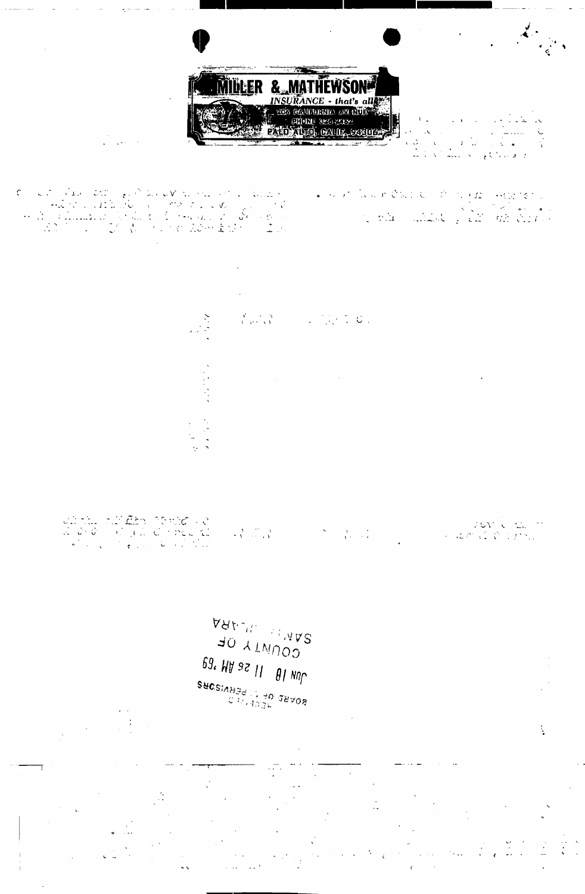**MILLER & MATHEWSON**

*INSURANCE - that's all*

206 CALIFORNIA AVENUE

PHONE 326-2462

PALO ALTO, CALIF. 94306

JUN 18 11 26 AM '69

COUNTY OF SANTA CLARA

BOARD OF SUPERVISORS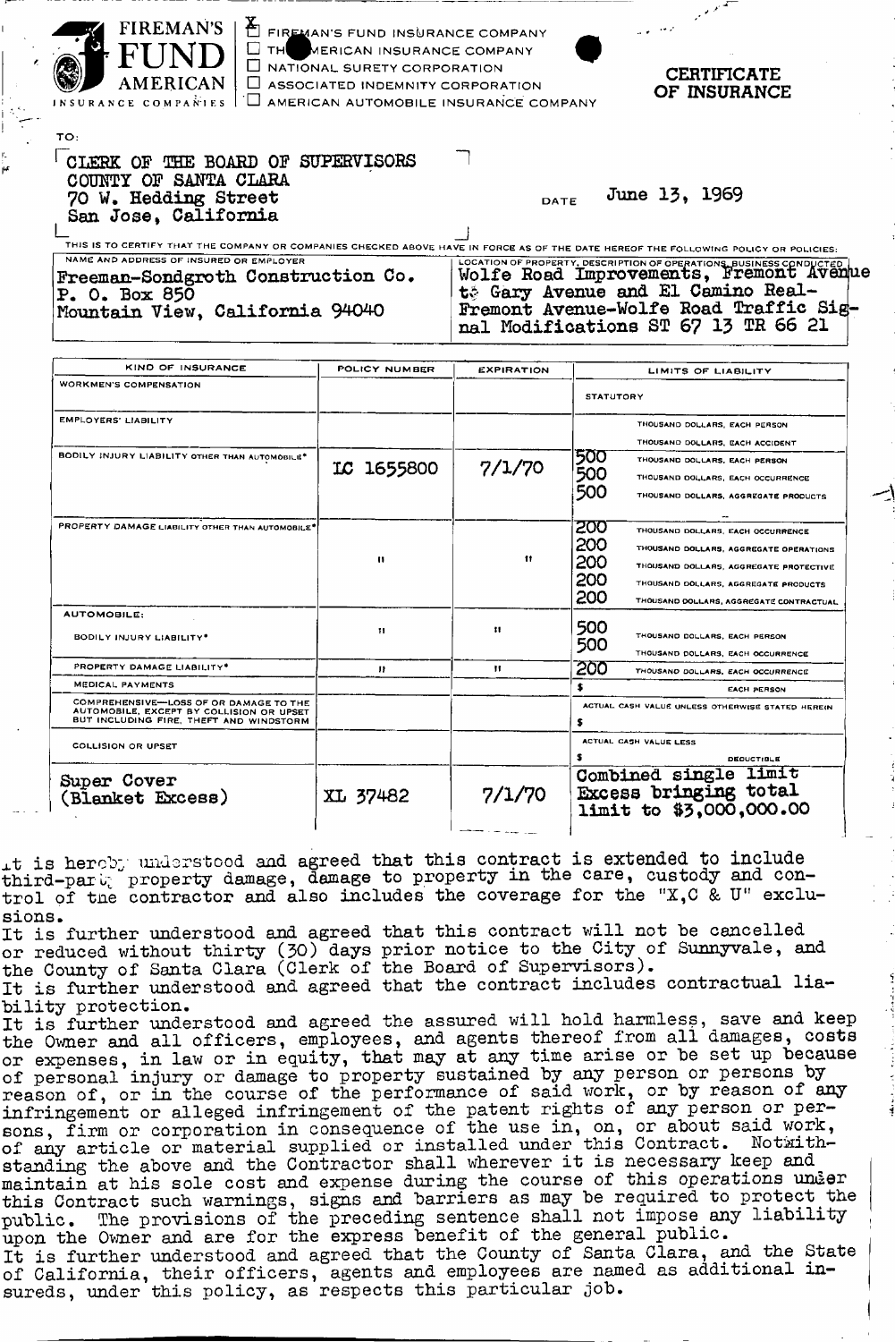**FIREMAN'S FUND AMERICAN INSURANCE COMPANIES**

- [X] FIREMAN'S FUND INSURANCE COMPANY
- [ ] THE AMERICAN INSURANCE COMPANY
- [ ] NATIONAL SURETY CORPORATION
- [ ] ASSOCIATED INDEMNITY CORPORATION
- [ ] AMERICAN AUTOMOBILE INSURANCE COMPANY

# CERTIFICATE OF INSURANCE

TO:

CLERK OF THE BOARD OF SUPERVISORS
COUNTY OF SANTA CLARA
70 W. Hedding Street
San Jose, California

DATE June 13, 1969

THIS IS TO CERTIFY THAT THE COMPANY OR COMPANIES CHECKED ABOVE HAVE IN FORCE AS OF THE DATE HEREOF THE FOLLOWING POLICY OR POLICIES:

| NAME AND ADDRESS OF INSURED OR EMPLOYER | LOCATION OF PROPERTY, DESCRIPTION OF OPERATIONS, BUSINESS CONDUCTED |
|---|---|
| Freeman-Sondgroth Construction Co.<br>P. O. Box 850<br>Mountain View, California 94040 | Wolfe Road Improvements, Fremont Avenue to Gary Avenue and El Camino Real-Fremont Avenue-Wolfe Road Traffic Signal Modifications ST 67 13 TR 66 21 |

| KIND OF INSURANCE | POLICY NUMBER | EXPIRATION | LIMITS OF LIABILITY |
|---|---|---|---|
| WORKMEN'S COMPENSATION | | | STATUTORY |
| EMPLOYERS' LIABILITY | | | THOUSAND DOLLARS, EACH PERSON<br>THOUSAND DOLLARS, EACH ACCIDENT |
| BODILY INJURY LIABILITY OTHER THAN AUTOMOBILE* | LC 1655800 | 7/1/70 | 500 THOUSAND DOLLARS, EACH PERSON<br>500 THOUSAND DOLLARS, EACH OCCURRENCE<br>500 THOUSAND DOLLARS, AGGREGATE PRODUCTS |
| PROPERTY DAMAGE LIABILITY OTHER THAN AUTOMOBILE* | " | " | 200 THOUSAND DOLLARS, EACH OCCURRENCE<br>200 THOUSAND DOLLARS, AGGREGATE OPERATIONS<br>200 THOUSAND DOLLARS, AGGREGATE PROTECTIVE<br>200 THOUSAND DOLLARS, AGGREGATE PRODUCTS<br>200 THOUSAND DOLLARS, AGGREGATE CONTRACTUAL |
| AUTOMOBILE:<br>BODILY INJURY LIABILITY* | " | " | 500 THOUSAND DOLLARS, EACH PERSON<br>500 THOUSAND DOLLARS, EACH OCCURRENCE |
| PROPERTY DAMAGE LIABILITY* | " | " | 200 THOUSAND DOLLARS, EACH OCCURRENCE |
| MEDICAL PAYMENTS | | | $ EACH PERSON |
| COMPREHENSIVE—LOSS OF OR DAMAGE TO THE AUTOMOBILE, EXCEPT BY COLLISION OR UPSET BUT INCLUDING FIRE, THEFT AND WINDSTORM | | | ACTUAL CASH VALUE UNLESS OTHERWISE STATED HEREIN<br>$ |
| COLLISION OR UPSET | | | ACTUAL CASH VALUE LESS<br>$ DEDUCTIBLE |
| Super Cover (Blanket Excess) | XL 37482 | 7/1/70 | Combined single limit Excess bringing total limit to $3,000,000.00 |

It is hereby understood and agreed that this contract is extended to include third-party property damage, damage to property in the care, custody and control of the contractor and also includes the coverage for the "X,C & U" exclusions.

It is further understood and agreed that this contract will not be cancelled or reduced without thirty (30) days prior notice to the City of Sunnyvale, and the County of Santa Clara (Clerk of the Board of Supervisors).

It is further understood and agreed that the contract includes contractual liability protection.

It is further understood and agreed the assured will hold harmless, save and keep the Owner and all officers, employees, and agents thereof from all damages, costs or expenses, in law or in equity, that may at any time arise or be set up because of personal injury or damage to property sustained by any person or persons by reason of, or in the course of the performance of said work, or by reason of any infringement or alleged infringement of the patent rights of any person or persons, firm or corporation in consequence of the use in, on, or about said work, of any article or material supplied or installed under this Contract. Notwithstanding the above and the Contractor shall wherever it is necessary keep and maintain at his sole cost and expense during the course of this operations under this Contract such warnings, signs and barriers as may be required to protect the public. The provisions of the preceding sentence shall not impose any liability upon the Owner and are for the express benefit of the general public.

It is further understood and agreed that the County of Santa Clara, and the State of California, their officers, agents and employees are named as additional insureds, under this policy, as respects this particular job.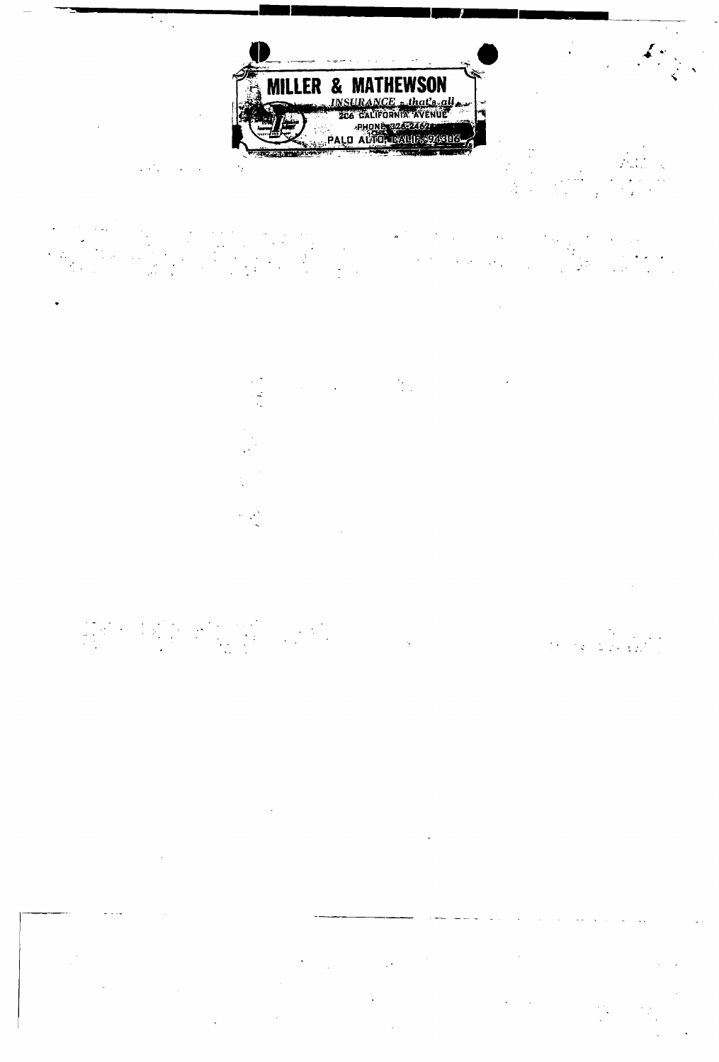**MILLER & MATHEWSON**

*INSURANCE — that's all*

206 CALIFORNIA AVENUE

PHONE 326-2462

PALO ALTO, CALIF. 94306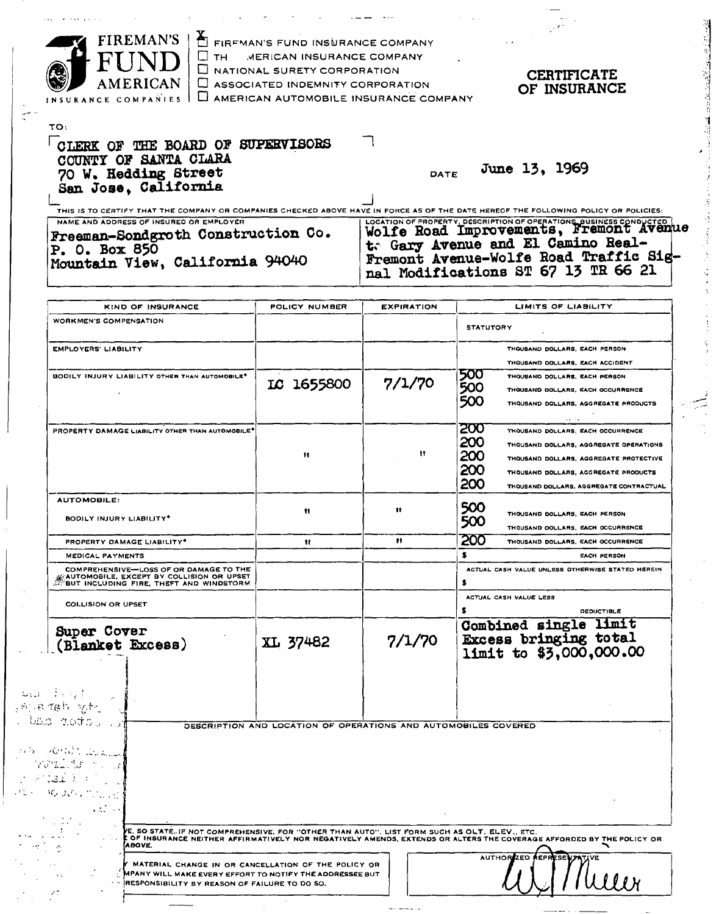FIREMAN'S FUND AMERICAN INSURANCE COMPANIES

- [X] FIREMAN'S FUND INSURANCE COMPANY
- [ ] THE AMERICAN INSURANCE COMPANY
- [ ] NATIONAL SURETY CORPORATION
- [ ] ASSOCIATED INDEMNITY CORPORATION
- [ ] AMERICAN AUTOMOBILE INSURANCE COMPANY

# CERTIFICATE OF INSURANCE

TO:

CLERK OF THE BOARD OF SUPERVISORS
COUNTY OF SANTA CLARA
70 W. Hedding Street
San Jose, California

DATE June 13, 1969

THIS IS TO CERTIFY THAT THE COMPANY OR COMPANIES CHECKED ABOVE HAVE IN FORCE AS OF THE DATE HEREOF THE FOLLOWING POLICY OR POLICIES:

| NAME AND ADDRESS OF INSURED OR EMPLOYER | LOCATION OF PROPERTY, DESCRIPTION OF OPERATIONS, BUSINESS CONDUCTED |
|---|---|
| Freeman-Sondgroth Construction Co.<br>P. O. Box 850<br>Mountain View, California 94040 | Wolfe Road Improvements, Fremont Avenue to Gary Avenue and El Camino Real-Fremont Avenue-Wolfe Road Traffic Signal Modifications ST 67 13 TR 66 21 |

| KIND OF INSURANCE | POLICY NUMBER | EXPIRATION | LIMITS OF LIABILITY |
|---|---|---|---|
| WORKMEN'S COMPENSATION | | | STATUTORY |
| EMPLOYERS' LIABILITY | | | THOUSAND DOLLARS, EACH PERSON<br>THOUSAND DOLLARS, EACH ACCIDENT |
| BODILY INJURY LIABILITY OTHER THAN AUTOMOBILE* | LC 1655800 | 7/1/70 | 500 THOUSAND DOLLARS, EACH PERSON<br>500 THOUSAND DOLLARS, EACH OCCURRENCE<br>500 THOUSAND DOLLARS, AGGREGATE PRODUCTS |
| PROPERTY DAMAGE LIABILITY OTHER THAN AUTOMOBILE* | " | " | 200 THOUSAND DOLLARS, EACH OCCURRENCE<br>200 THOUSAND DOLLARS, AGGREGATE OPERATIONS<br>200 THOUSAND DOLLARS, AGGREGATE PROTECTIVE<br>200 THOUSAND DOLLARS, AGGREGATE PRODUCTS<br>200 THOUSAND DOLLARS, AGGREGATE CONTRACTUAL |
| AUTOMOBILE:<br>BODILY INJURY LIABILITY* | " | " | 500 THOUSAND DOLLARS, EACH PERSON<br>500 THOUSAND DOLLARS, EACH OCCURRENCE |
| PROPERTY DAMAGE LIABILITY* | " | " | 200 THOUSAND DOLLARS, EACH OCCURRENCE |
| MEDICAL PAYMENTS | | | $ EACH PERSON |
| COMPREHENSIVE—LOSS OF OR DAMAGE TO THE AUTOMOBILE, EXCEPT BY COLLISION OR UPSET BUT INCLUDING FIRE, THEFT AND WINDSTORM | | | ACTUAL CASH VALUE UNLESS OTHERWISE STATED HEREIN<br>$ |
| COLLISION OR UPSET | | | ACTUAL CASH VALUE LESS<br>$ DEDUCTIBLE |
| Super Cover (Blanket Excess) | XL 37482 | 7/1/70 | Combined single limit Excess bringing total limit to $3,000,000.00 |

DESCRIPTION AND LOCATION OF OPERATIONS AND AUTOMOBILES COVERED

...E, SO STATE. IF NOT COMPREHENSIVE, FOR "OTHER THAN AUTO", LIST FORM SUCH AS OLT, ELEV., ETC.
...E OF INSURANCE NEITHER AFFIRMATIVELY NOR NEGATIVELY AMENDS, EXTENDS OR ALTERS THE COVERAGE AFFORDED BY THE POLICY OR ABOVE.

...Y MATERIAL CHANGE IN OR CANCELLATION OF THE POLICY OR ...MPANY WILL MAKE EVERY EFFORT TO NOTIFY THE ADDRESSEE BUT ...RESPONSIBILITY BY REASON OF FAILURE TO DO SO.

AUTHORIZED REPRESENTATIVE

W. J. Miller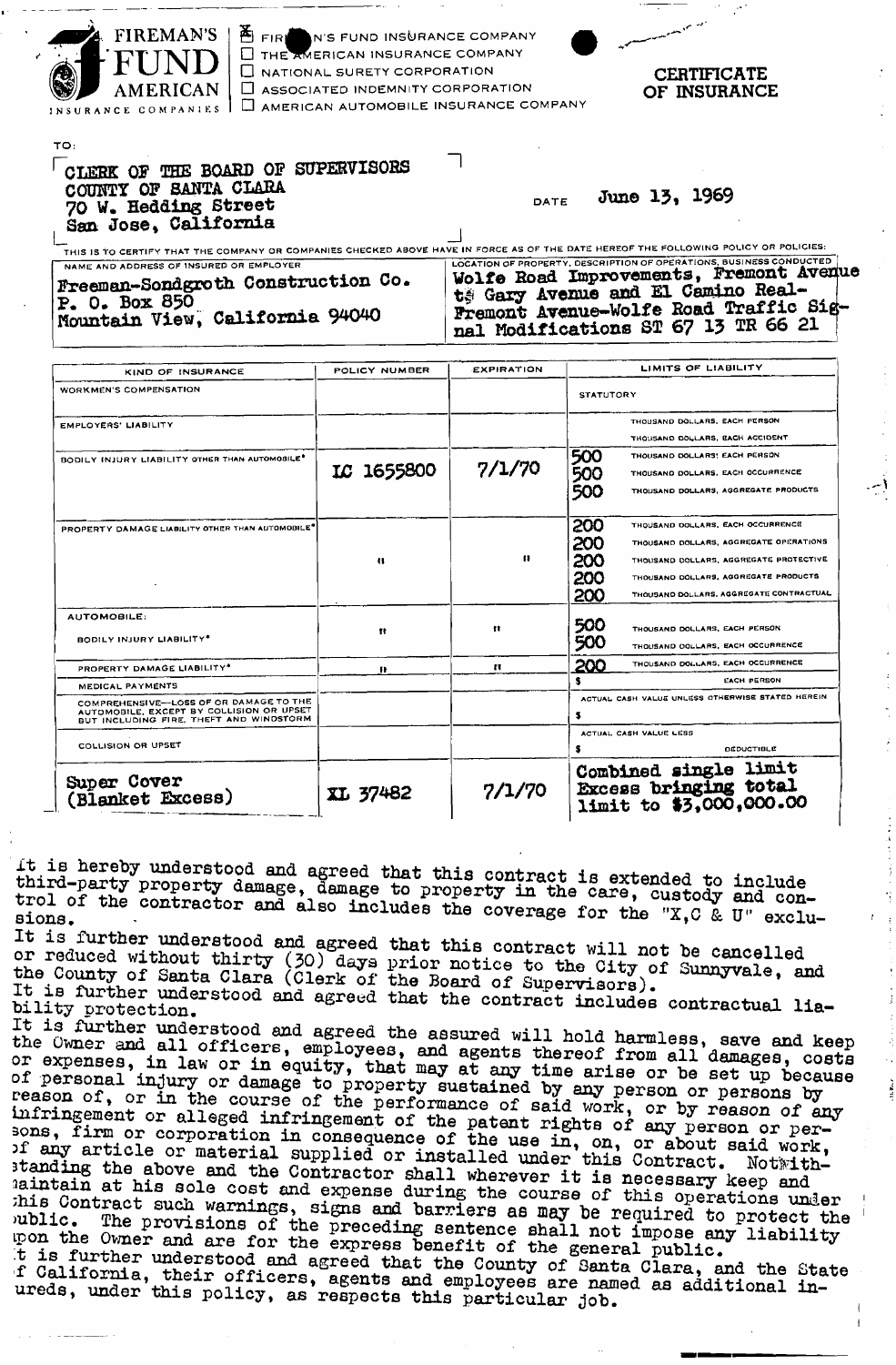FIREMAN'S FUND AMERICAN INSURANCE COMPANIES

- [x] FIREMAN'S FUND INSURANCE COMPANY
- [ ] THE AMERICAN INSURANCE COMPANY
- [ ] NATIONAL SURETY CORPORATION
- [ ] ASSOCIATED INDEMNITY CORPORATION
- [ ] AMERICAN AUTOMOBILE INSURANCE COMPANY

# CERTIFICATE OF INSURANCE

TO:

CLERK OF THE BOARD OF SUPERVISORS
COUNTY OF SANTA CLARA
70 W. Hedding Street
San Jose, California

DATE June 13, 1969

THIS IS TO CERTIFY THAT THE COMPANY OR COMPANIES CHECKED ABOVE HAVE IN FORCE AS OF THE DATE HEREOF THE FOLLOWING POLICY OR POLICIES:

| NAME AND ADDRESS OF INSURED OR EMPLOYER | LOCATION OF PROPERTY, DESCRIPTION OF OPERATIONS, BUSINESS CONDUCTED |
|---|---|
| Freeman-Sondgroth Construction Co.<br>P. O. Box 850<br>Mountain View, California 94040 | Wolfe Road Improvements, Fremont Avenue to Gary Avenue and El Camino Real-Fremont Avenue-Wolfe Road Traffic Signal Modifications ST 67 13 TR 66 21 |

| KIND OF INSURANCE | POLICY NUMBER | EXPIRATION | LIMITS OF LIABILITY |
|---|---|---|---|
| WORKMEN'S COMPENSATION | | | STATUTORY |
| EMPLOYERS' LIABILITY | | | THOUSAND DOLLARS, EACH PERSON<br>THOUSAND DOLLARS, EACH ACCIDENT |
| BODILY INJURY LIABILITY OTHER THAN AUTOMOBILE* | IC 1655800 | 7/1/70 | 500 THOUSAND DOLLARS, EACH PERSON<br>500 THOUSAND DOLLARS, EACH OCCURRENCE<br>500 THOUSAND DOLLARS, AGGREGATE PRODUCTS |
| PROPERTY DAMAGE LIABILITY OTHER THAN AUTOMOBILE* | " | " | 200 THOUSAND DOLLARS, EACH OCCURRENCE<br>200 THOUSAND DOLLARS, AGGREGATE OPERATIONS<br>200 THOUSAND DOLLARS, AGGREGATE PROTECTIVE<br>200 THOUSAND DOLLARS, AGGREGATE PRODUCTS<br>200 THOUSAND DOLLARS, AGGREGATE CONTRACTUAL |
| AUTOMOBILE: BODILY INJURY LIABILITY* | " | " | 500 THOUSAND DOLLARS, EACH PERSON<br>500 THOUSAND DOLLARS, EACH OCCURRENCE |
| PROPERTY DAMAGE LIABILITY* | " | " | 200 THOUSAND DOLLARS, EACH OCCURRENCE |
| MEDICAL PAYMENTS | | | $ EACH PERSON |
| COMPREHENSIVE—LOSS OF OR DAMAGE TO THE AUTOMOBILE, EXCEPT BY COLLISION OR UPSET BUT INCLUDING FIRE, THEFT AND WINDSTORM | | | ACTUAL CASH VALUE UNLESS OTHERWISE STATED HEREIN<br>$ |
| COLLISION OR UPSET | | | ACTUAL CASH VALUE LESS<br>$ DEDUCTIBLE |
| Super Cover (Blanket Excess) | XL 37482 | 7/1/70 | Combined single limit Excess bringing total limit to $3,000,000.00 |

It is hereby understood and agreed that this contract is extended to include third-party property damage, damage to property in the care, custody and control of the contractor and also includes the coverage for the "X,C & U" exclusions.

It is further understood and agreed that this contract will not be cancelled or reduced without thirty (30) days prior notice to the City of Sunnyvale, and the County of Santa Clara (Clerk of the Board of Supervisors).

It is further understood and agreed that the contract includes contractual liability protection.

It is further understood and agreed the assured will hold harmless, save and keep the Owner and all officers, employees, and agents thereof from all damages, costs or expenses, in law or in equity, that may at any time arise or be set up because of personal injury or damage to property sustained by any person or persons by reason of, or in the course of the performance of said work, or by reason of any infringement or alleged infringement of the patent rights of any person or persons, firm or corporation in consequence of the use in, on, or about said work, of any article or material supplied or installed under this Contract. Notwithstanding the above and the Contractor shall wherever it is necessary keep and maintain at his sole cost and expense during the course of this operations under this Contract such warnings, signs and barriers as may be required to protect the public. The provisions of the preceding sentence shall not impose any liability upon the Owner and are for the express benefit of the general public.

It is further understood and agreed that the County of Santa Clara, and the State of California, their officers, agents and employees are named as additional insureds, under this policy, as respects this particular job.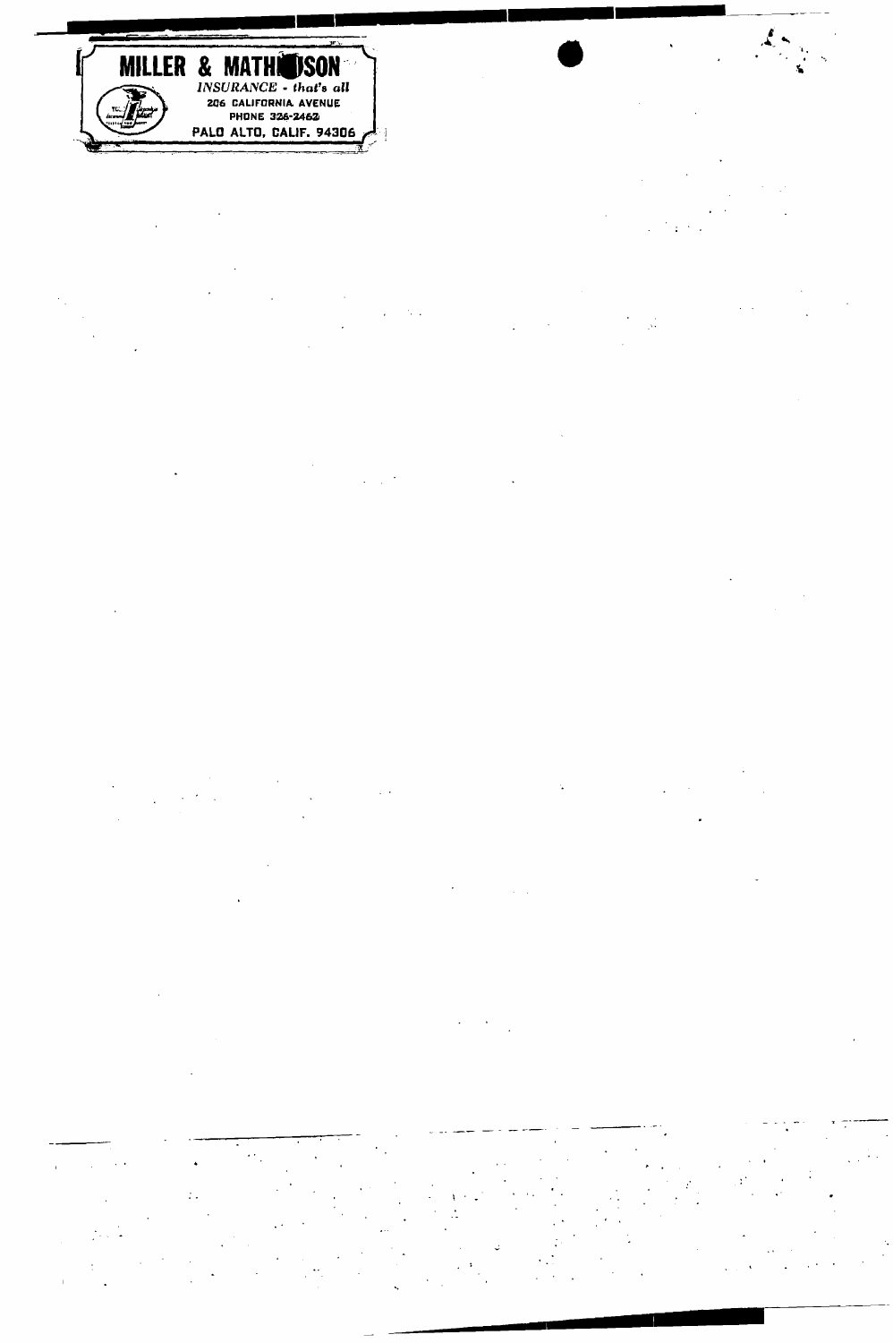**MILLER & MATHIESON**

*INSURANCE - that's all*

206 CALIFORNIA AVENUE

PHONE 326-2462

PALO ALTO, CALIF. 94306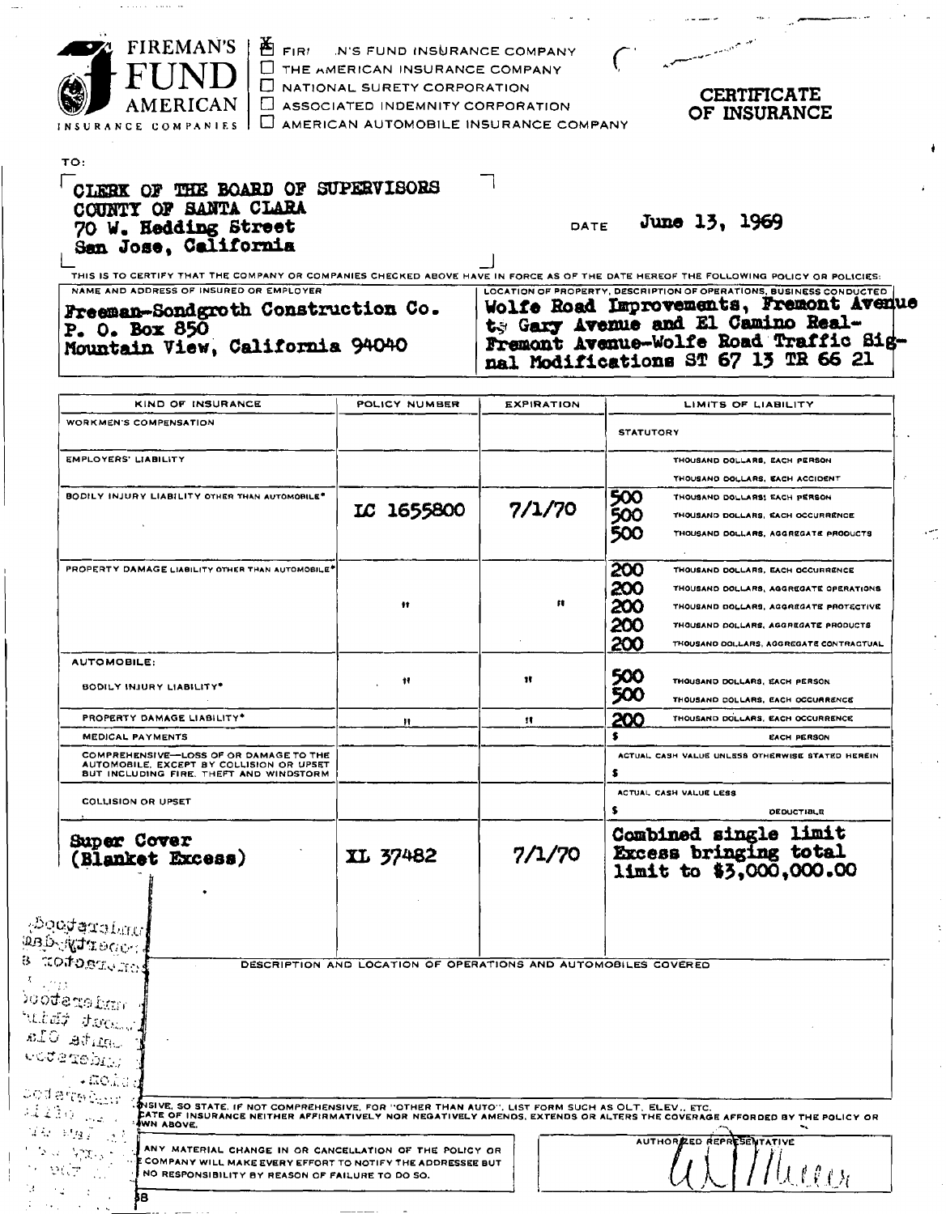**FIREMAN'S FUND AMERICAN INSURANCE COMPANIES**

- [X] FIREMAN'S FUND INSURANCE COMPANY
- [ ] THE AMERICAN INSURANCE COMPANY
- [ ] NATIONAL SURETY CORPORATION
- [ ] ASSOCIATED INDEMNITY CORPORATION
- [ ] AMERICAN AUTOMOBILE INSURANCE COMPANY

# CERTIFICATE OF INSURANCE

TO:

CLERK OF THE BOARD OF SUPERVISORS
COUNTY OF SANTA CLARA
70 W. Hedding Street
San Jose, California

DATE June 13, 1969

THIS IS TO CERTIFY THAT THE COMPANY OR COMPANIES CHECKED ABOVE HAVE IN FORCE AS OF THE DATE HEREOF THE FOLLOWING POLICY OR POLICIES:

| NAME AND ADDRESS OF INSURED OR EMPLOYER | LOCATION OF PROPERTY, DESCRIPTION OF OPERATIONS, BUSINESS CONDUCTED |
|---|---|
| Freeman-Sondgroth Construction Co.<br>P. O. Box 850<br>Mountain View, California 94040 | Wolfe Road Improvements, Fremont Avenue to Gary Avenue and El Camino Real-Fremont Avenue-Wolfe Road Traffic Signal Modifications ST 67 13 TR 66 21 |

| KIND OF INSURANCE | POLICY NUMBER | EXPIRATION | LIMITS OF LIABILITY |
|---|---|---|---|
| WORKMEN'S COMPENSATION | | | STATUTORY |
| EMPLOYERS' LIABILITY | | | THOUSAND DOLLARS, EACH PERSON<br>THOUSAND DOLLARS, EACH ACCIDENT |
| BODILY INJURY LIABILITY OTHER THAN AUTOMOBILE* | LC 1655800 | 7/1/70 | 500 THOUSAND DOLLARS, EACH PERSON<br>500 THOUSAND DOLLARS, EACH OCCURRENCE<br>500 THOUSAND DOLLARS, AGGREGATE PRODUCTS |
| PROPERTY DAMAGE LIABILITY OTHER THAN AUTOMOBILE* | " | " | 200 THOUSAND DOLLARS, EACH OCCURRENCE<br>200 THOUSAND DOLLARS, AGGREGATE OPERATIONS<br>200 THOUSAND DOLLARS, AGGREGATE PROTECTIVE<br>200 THOUSAND DOLLARS, AGGREGATE PRODUCTS<br>200 THOUSAND DOLLARS, AGGREGATE CONTRACTUAL |
| AUTOMOBILE:<br>BODILY INJURY LIABILITY* | " | " | 500 THOUSAND DOLLARS, EACH PERSON<br>500 THOUSAND DOLLARS, EACH OCCURRENCE |
| PROPERTY DAMAGE LIABILITY* | " | " | 200 THOUSAND DOLLARS, EACH OCCURRENCE |
| MEDICAL PAYMENTS | | | $ EACH PERSON |
| COMPREHENSIVE—LOSS OF OR DAMAGE TO THE AUTOMOBILE, EXCEPT BY COLLISION OR UPSET BUT INCLUDING FIRE, THEFT AND WINDSTORM | | | ACTUAL CASH VALUE UNLESS OTHERWISE STATED HEREIN<br>$ |
| COLLISION OR UPSET | | | ACTUAL CASH VALUE LESS<br>$ DEDUCTIBLE |
| Super Cover (Blanket Excess) | XL 37482 | 7/1/70 | Combined single limit Excess bringing total limit to $3,000,000.00 |

DESCRIPTION AND LOCATION OF OPERATIONS AND AUTOMOBILES COVERED

...NSIVE, SO STATE. IF NOT COMPREHENSIVE, FOR "OTHER THAN AUTO", LIST FORM SUCH AS OLT, ELEV., ETC. ...CATE OF INSURANCE NEITHER AFFIRMATIVELY NOR NEGATIVELY AMENDS, EXTENDS OR ALTERS THE COVERAGE AFFORDED BY THE POLICY OR ...WN ABOVE.

... ANY MATERIAL CHANGE IN OR CANCELLATION OF THE POLICY OR ... COMPANY WILL MAKE EVERY EFFORT TO NOTIFY THE ADDRESSEE BUT ... NO RESPONSIBILITY BY REASON OF FAILURE TO DO SO.

AUTHORIZED REPRESENTATIVE

W. J. Moore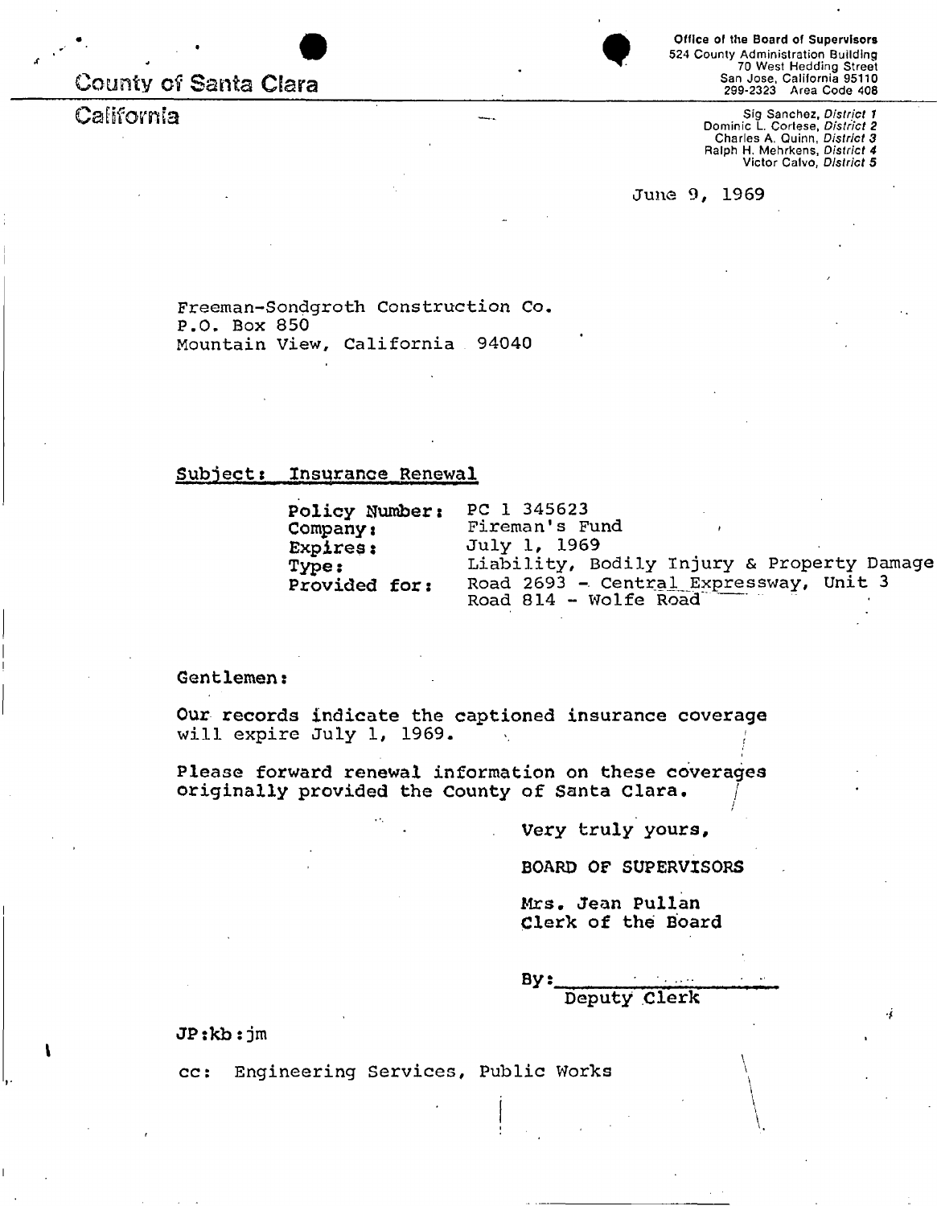County of Santa Clara

California

Office of the Board of Supervisors
524 County Administration Building
70 West Hedding Street
San Jose, California 95110
299-2323 Area Code 408

Sig Sanchez, *District 1*
Dominic L. Cortese, *District 2*
Charles A. Quinn, *District 3*
Ralph H. Mehrkens, *District 4*
Victor Calvo, *District 5*

June 9, 1969

Freeman-Sondgroth Construction Co.
P.O. Box 850
Mountain View, California 94040

Subject: Insurance Renewal

**Policy Number:** PC 1 345623
**Company:** Fireman's Fund
**Expires:** July 1, 1969
**Type:** Liability, Bodily Injury & Property Damage
**Provided for:** Road 2693 - Central Expressway, Unit 3
Road 814 - Wolfe Road

Gentlemen:

Our records indicate the captioned insurance coverage will expire July 1, 1969.

Please forward renewal information on these coverages originally provided the County of Santa Clara.

Very truly yours,

BOARD OF SUPERVISORS

Mrs. Jean Pullan
Clerk of the Board

By:________________
Deputy Clerk

JP:kb:jm

cc: Engineering Services, Public Works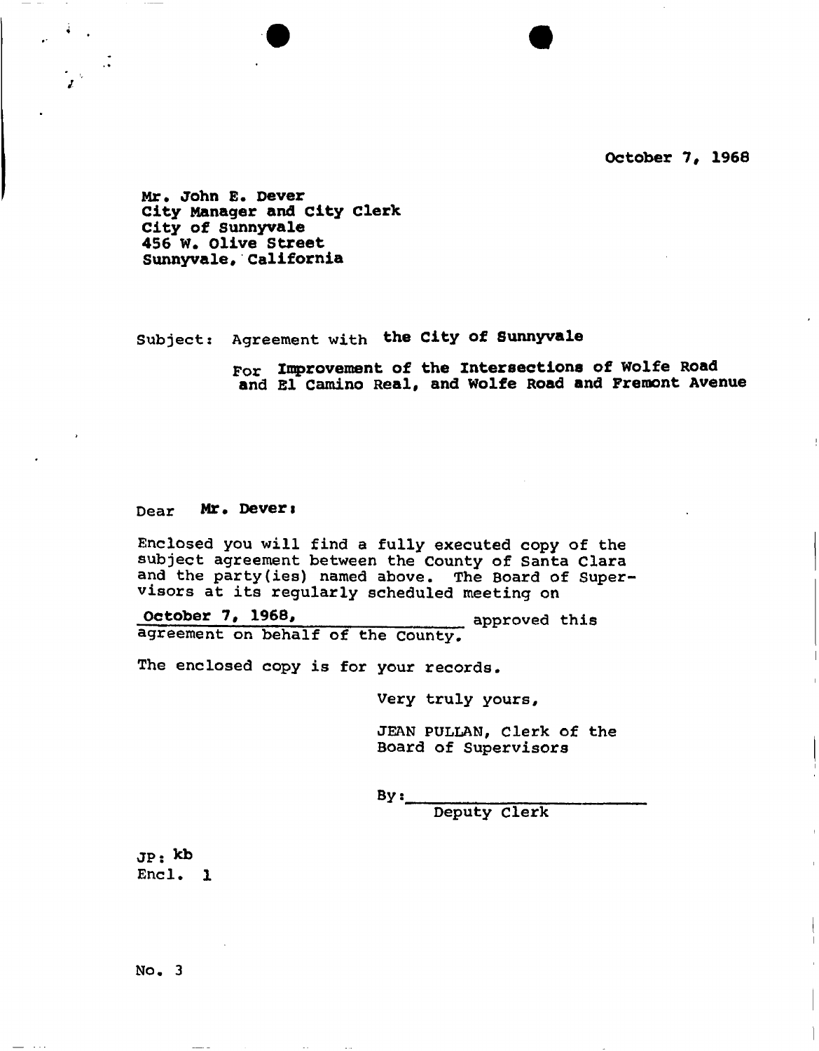October 7, 1968

Mr. John E. Dever
City Manager and City Clerk
City of Sunnyvale
456 W. Olive Street
Sunnyvale, California

Subject: Agreement with **the City of Sunnyvale**

For **Improvement of the Intersections of Wolfe Road and El Camino Real, and Wolfe Road and Fremont Avenue**

Dear **Mr. Dever:**

Enclosed you will find a fully executed copy of the subject agreement between the County of Santa Clara and the party(ies) named above. The Board of Supervisors at its regularly scheduled meeting on

October 7, 1968, approved this agreement on behalf of the County.

The enclosed copy is for your records.

Very truly yours,

JEAN PULLAN, Clerk of the Board of Supervisors

By: ______________________
Deputy Clerk

JP: kb
Encl. 1

No. 3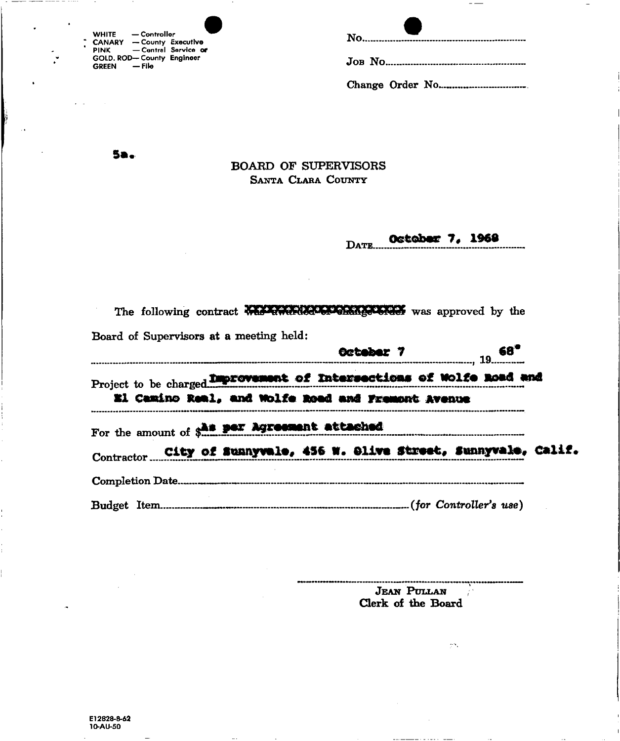WHITE — Controller
CANARY — County Executive
PINK — Central Service or
GOLD. ROD— County Engineer
GREEN — File

No.

Job No.

Change Order No.

5a.

# BOARD OF SUPERVISORS
## Santa Clara County

Date **October 7, 1968**

The following contract ~~was awarded or change order~~ was approved by the Board of Supervisors at a meeting held:

**October 7**, 19**68**

Project to be charged **Improvement of Intersections of Wolfe Road and El Camino Real, and Wolfe Road and Fremont Avenue**

For the amount of $**As per Agreement attached**

Contractor **City of Sunnyvale, 456 W. Olive Street, Sunnyvale, Calif.**

Completion Date

Budget Item *(for Controller's use)*

Jean Pullan
Clerk of the Board

E12828-8-62
10-AU-50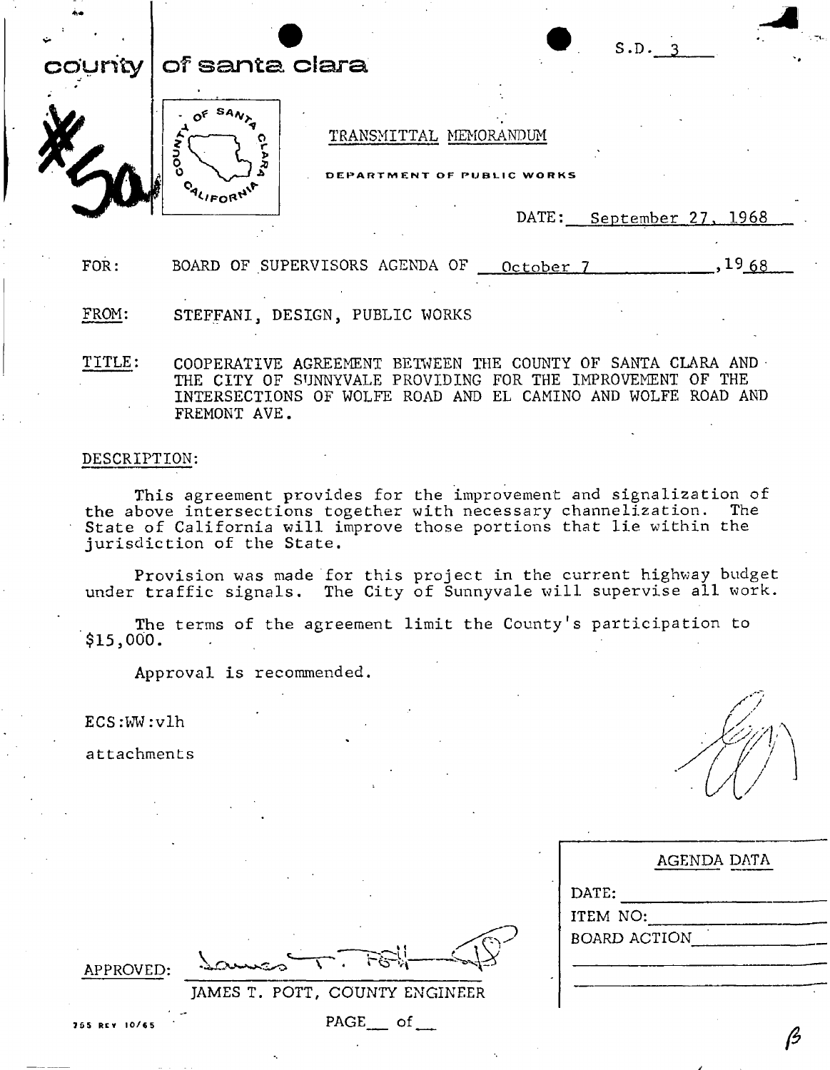# county of santa clara

S.D. 3

#50a

TRANSMITTAL MEMORANDUM

DEPARTMENT OF PUBLIC WORKS

DATE: September 27, 1968

FOR: BOARD OF SUPERVISORS AGENDA OF October 7, 1968

FROM: STEFFANI, DESIGN, PUBLIC WORKS

TITLE: COOPERATIVE AGREEMENT BETWEEN THE COUNTY OF SANTA CLARA AND THE CITY OF SUNNYVALE PROVIDING FOR THE IMPROVEMENT OF THE INTERSECTIONS OF WOLFE ROAD AND EL CAMINO AND WOLFE ROAD AND FREMONT AVE.

DESCRIPTION:

This agreement provides for the improvement and signalization of the above intersections together with necessary channelization. The State of California will improve those portions that lie within the jurisdiction of the State.

Provision was made for this project in the current highway budget under traffic signals. The City of Sunnyvale will supervise all work.

The terms of the agreement limit the County's participation to $15,000.

Approval is recommended.

ECS:WW:vlh

attachments

| AGENDA DATA |
|---|
| DATE: |
| ITEM NO: |
| BOARD ACTION |

APPROVED: James T. Pott

JAMES T. POTT, COUNTY ENGINEER

755 REV 10/65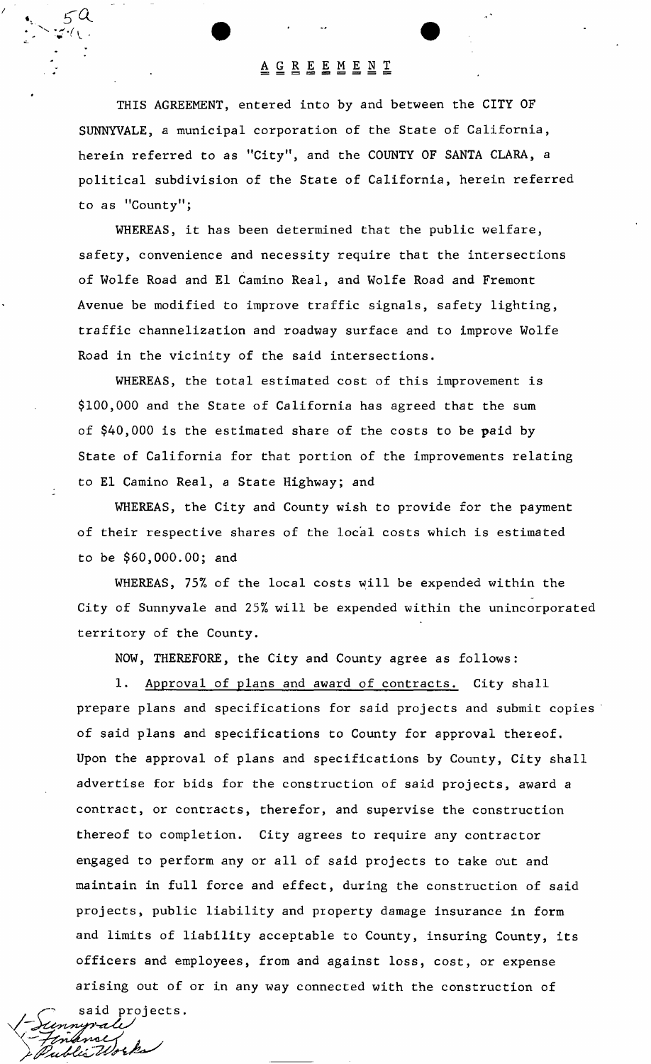5a

# AGREEMENT

THIS AGREEMENT, entered into by and between the CITY OF SUNNYVALE, a municipal corporation of the State of California, herein referred to as "City", and the COUNTY OF SANTA CLARA, a political subdivision of the State of California, herein referred to as "County";

WHEREAS, it has been determined that the public welfare, safety, convenience and necessity require that the intersections of Wolfe Road and El Camino Real, and Wolfe Road and Fremont Avenue be modified to improve traffic signals, safety lighting, traffic channelization and roadway surface and to improve Wolfe Road in the vicinity of the said intersections.

WHEREAS, the total estimated cost of this improvement is $100,000 and the State of California has agreed that the sum of $40,000 is the estimated share of the costs to be paid by State of California for that portion of the improvements relating to El Camino Real, a State Highway; and

WHEREAS, the City and County wish to provide for the payment of their respective shares of the local costs which is estimated to be $60,000.00; and

WHEREAS, 75% of the local costs will be expended within the City of Sunnyvale and 25% will be expended within the unincorporated territory of the County.

NOW, THEREFORE, the City and County agree as follows:

1. Approval of plans and award of contracts. City shall prepare plans and specifications for said projects and submit copies of said plans and specifications to County for approval thereof. Upon the approval of plans and specifications by County, City shall advertise for bids for the construction of said projects, award a contract, or contracts, therefor, and supervise the construction thereof to completion. City agrees to require any contractor engaged to perform any or all of said projects to take out and maintain in full force and effect, during the construction of said projects, public liability and property damage insurance in form and limits of liability acceptable to County, insuring County, its officers and employees, from and against loss, cost, or expense arising out of or in any way connected with the construction of said projects.

1-Sunnyvale
1-Finance
1-Public Works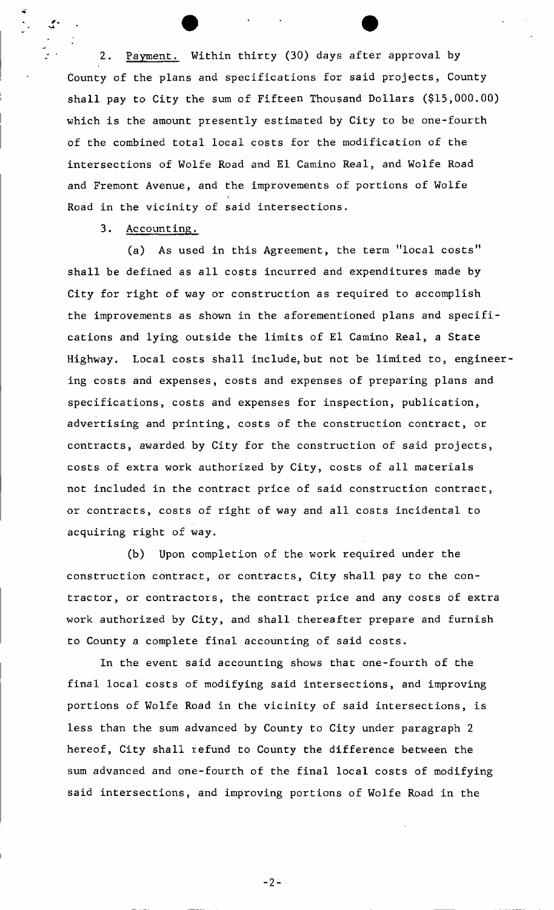2. Payment. Within thirty (30) days after approval by County of the plans and specifications for said projects, County shall pay to City the sum of Fifteen Thousand Dollars ($15,000.00) which is the amount presently estimated by City to be one-fourth of the combined total local costs for the modification of the intersections of Wolfe Road and El Camino Real, and Wolfe Road and Fremont Avenue, and the improvements of portions of Wolfe Road in the vicinity of said intersections.

3. Accounting.

(a) As used in this Agreement, the term "local costs" shall be defined as all costs incurred and expenditures made by City for right of way or construction as required to accomplish the improvements as shown in the aforementioned plans and specifications and lying outside the limits of El Camino Real, a State Highway. Local costs shall include, but not be limited to, engineering costs and expenses, costs and expenses of preparing plans and specifications, costs and expenses for inspection, publication, advertising and printing, costs of the construction contract, or contracts, awarded by City for the construction of said projects, costs of extra work authorized by City, costs of all materials not included in the contract price of said construction contract, or contracts, costs of right of way and all costs incidental to acquiring right of way.

(b) Upon completion of the work required under the construction contract, or contracts, City shall pay to the contractor, or contractors, the contract price and any costs of extra work authorized by City, and shall thereafter prepare and furnish to County a complete final accounting of said costs.

In the event said accounting shows that one-fourth of the final local costs of modifying said intersections, and improving portions of Wolfe Road in the vicinity of said intersections, is less than the sum advanced by County to City under paragraph 2 hereof, City shall refund to County the difference between the sum advanced and one-fourth of the final local costs of modifying said intersections, and improving portions of Wolfe Road in the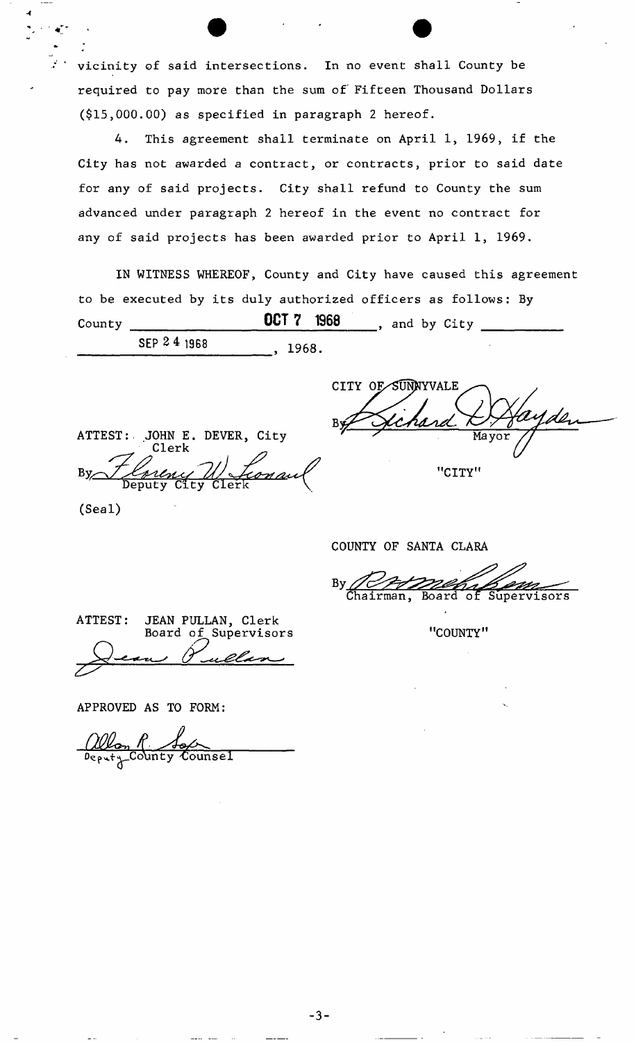vicinity of said intersections. In no event shall County be required to pay more than the sum of Fifteen Thousand Dollars ($15,000.00) as specified in paragraph 2 hereof.

4. This agreement shall terminate on April 1, 1969, if the City has not awarded a contract, or contracts, prior to said date for any of said projects. City shall refund to County the sum advanced under paragraph 2 hereof in the event no contract for any of said projects has been awarded prior to April 1, 1969.

IN WITNESS WHEREOF, County and City have caused this agreement to be executed by its duly authorized officers as follows: By County **OCT 7 1968**, and by City SEP 24 1968, 1968.

CITY OF SUNNYVALE

By Richard D. Hayden
Mayor

"CITY"

ATTEST: JOHN E. DEVER, City Clerk

By Florence W. Leonard
Deputy City Clerk

(Seal)

COUNTY OF SANTA CLARA

By [signature]
Chairman, Board of Supervisors

"COUNTY"

ATTEST: JEAN PULLAN, Clerk
Board of Supervisors

Jean Pullan

APPROVED AS TO FORM:

Allan R. [signature]
Deputy County Counsel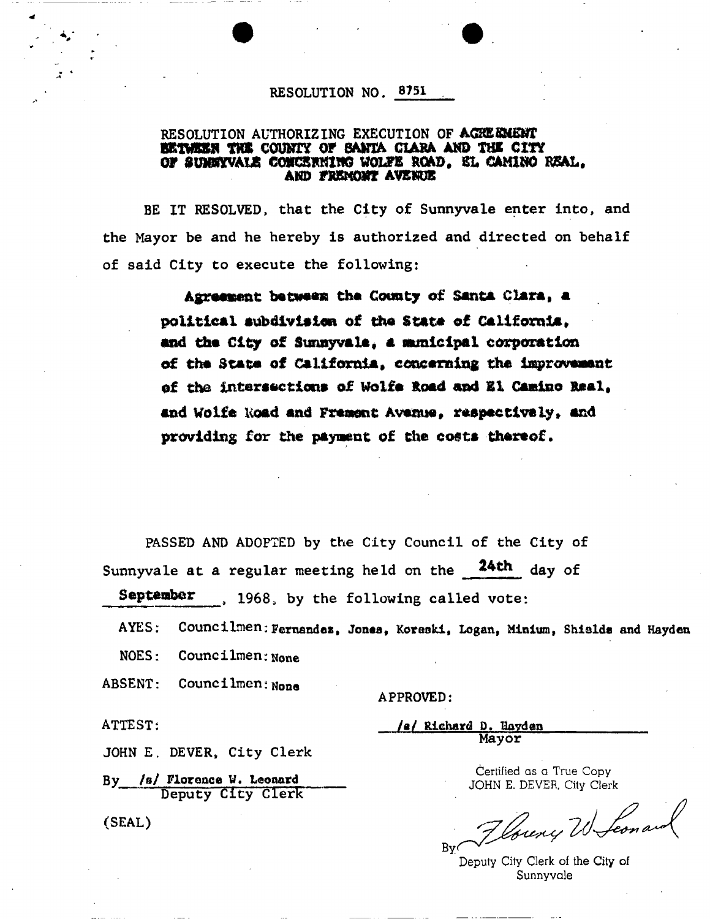RESOLUTION NO. 8751

RESOLUTION AUTHORIZING EXECUTION OF AGREEMENT BETWEEN THE COUNTY OF SANTA CLARA AND THE CITY OF SUNNYVALE CONCERNING WOLFE ROAD, EL CAMINO REAL, AND FREMONT AVENUE

BE IT RESOLVED, that the City of Sunnyvale enter into, and the Mayor be and he hereby is authorized and directed on behalf of said City to execute the following:

> **Agreement between the County of Santa Clara, a political subdivision of the State of California, and the City of Sunnyvale, a municipal corporation of the State of California, concerning the improvement of the intersections of Wolfe Road and El Camino Real, and Wolfe Road and Fremont Avenue, respectively, and providing for the payment of the costs thereof.**

PASSED AND ADOPTED by the City Council of the City of Sunnyvale at a regular meeting held on the 24th day of September, 1968, by the following called vote:

AYES: Councilmen: Fernandez, Jones, Koreski, Logan, Minium, Shields and Hayden

NOES: Councilmen: None

ABSENT: Councilmen: None

APPROVED:

/s/ Richard D. Hayden
Mayor

ATTEST:

JOHN E. DEVER, City Clerk

By /s/ Florence W. Leonard
Deputy City Clerk

(SEAL)

Certified as a True Copy
JOHN E. DEVER, City Clerk

By Florence W. Leonard
Deputy City Clerk of the City of Sunnyvale